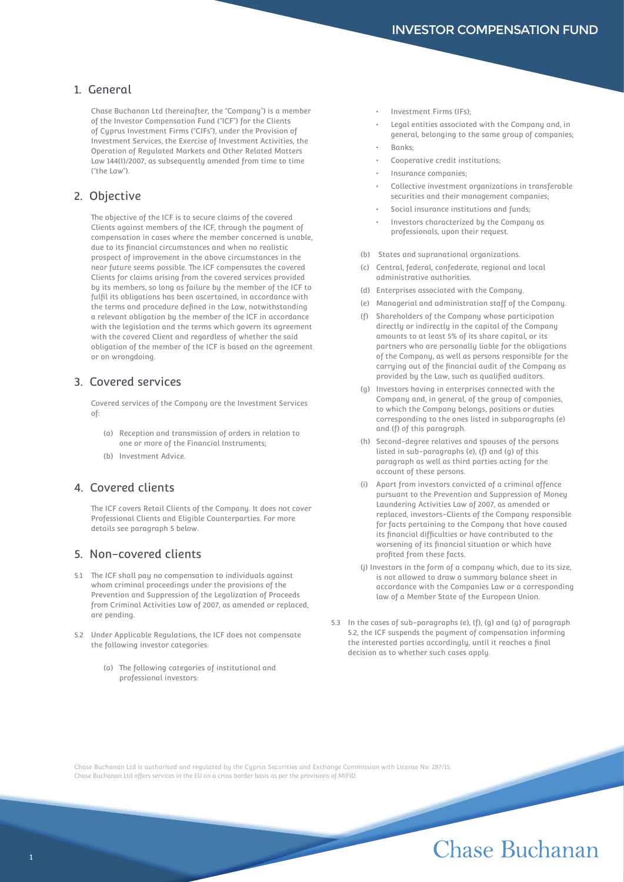# INVESTOR COMPENSATION FUND

## 1. General

Chase Buchanan Ltd (hereinafter, the "Company") is a member of the Investor Compensation Fund ("ICF") for the Clients of Cyprus Investment Firms ("CIFs"), under the Provision of Investment Services, the Exercise of Investment Activities, the Operation of Regulated Markets and Other Related Matters Law 144(I)/2007, as subsequently amended from time to time ("the Law").

## 2. Objective

The objective of the ICF is to secure claims of the covered Clients against members of the ICF, through the payment of compensation in cases where the member concerned is unable, due to its financial circumstances and when no realistic prospect of improvement in the above circumstances in the near future seems possible. The ICF compensates the covered Clients for claims arising from the covered services provided by its members, so long as failure by the member of the ICF to fulfil its obligations has been ascertained, in accordance with the terms and procedure defined in the Law, notwithstanding a relevant obligation by the member of the ICF in accordance with the legislation and the terms which govern its agreement with the covered Client and regardless of whether the said obligation of the member of the ICF is based on the agreement or on wrongdoing.

## 3. Covered services

Covered services of the Company are the Investment Services of:

(a) Reception and transmission of orders in relation to one or more of the Financial Instruments;

(b) Investment Advice.

## 4. Covered clients

The ICF covers Retail Clients of the Company. It does not cover Professional Clients and Eligible Counterparties. For more details see paragraph 5 below.

## 5. Non-covered clients

5.1 The ICF shall pay no compensation to individuals against whom criminal proceedings under the provisions of the Prevention and Suppression of the Legalization of Proceeds from Criminal Activities Law of 2007, as amended or replaced, are pending.

5.2 Under Applicable Regulations, the ICF does not compensate the following investor categories:

(a) The following categories of institutional and professional investors:

- Investment Firms (IFs);
- Legal entities associated with the Company and, in general, belonging to the same group of companies;
- Banks;
- Cooperative credit institutions;
- Insurance companies;
- Collective investment organizations in transferable securities and their management companies;
- Social insurance institutions and funds;
- Investors characterized by the Company as professionals, upon their request.

(b) States and supranational organizations.

(c) Central, federal, confederate, regional and local administrative authorities.

(d) Enterprises associated with the Company.

(e) Managerial and administration staff of the Company.

(f) Shareholders of the Company whose participation directly or indirectly in the capital of the Company amounts to at least 5% of its share capital, or its partners who are personally liable for the obligations of the Company, as well as persons responsible for the carrying out of the financial audit of the Company as provided by the Law, such as qualified auditors.

(g) Investors having in enterprises connected with the Company and, in general, of the group of companies, to which the Company belongs, positions or duties corresponding to the ones listed in subparagraphs (e) and (f) of this paragraph.

(h) Second-degree relatives and spouses of the persons listed in sub-paragraphs (e), (f) and (g) of this paragraph as well as third parties acting for the account of these persons.

(i) Apart from investors convicted of a criminal offence pursuant to the Prevention and Suppression of Money Laundering Activities Law of 2007, as amended or replaced, investors-Clients of the Company responsible for facts pertaining to the Company that have caused its financial difficulties or have contributed to the worsening of its financial situation or which have profited from these facts.

(j) Investors in the form of a company which, due to its size, is not allowed to draw a summary balance sheet in accordance with the Companies Law or a corresponding law of a Member State of the European Union.

5.3 In the cases of sub-paragraphs (e), (f), (g) and (g) of paragraph 5.2, the ICF suspends the payment of compensation informing the interested parties accordingly, until it reaches a final decision as to whether such cases apply.

Chase Buchanan Ltd is authorised and regulated by the Cyprus Securities and Exchange Commission with License No: 287/15.
Chase Buchanan Ltd offers services in the EU on a cross border basis as per the provisions of MiFID.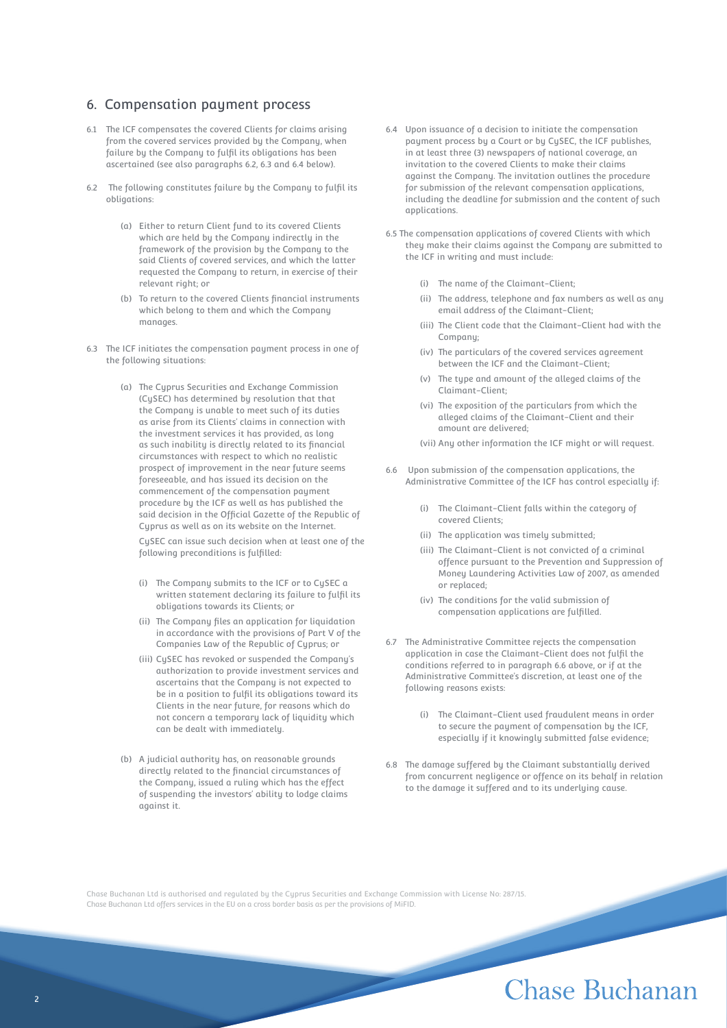## 6. Compensation payment process

6.1 The ICF compensates the covered Clients for claims arising from the covered services provided by the Company, when failure by the Company to fulfil its obligations has been ascertained (see also paragraphs 6.2, 6.3 and 6.4 below).

6.2 The following constitutes failure by the Company to fulfil its obligations:

(a) Either to return Client fund to its covered Clients which are held by the Company indirectly in the framework of the provision by the Company to the said Clients of covered services, and which the latter requested the Company to return, in exercise of their relevant right; or

(b) To return to the covered Clients financial instruments which belong to them and which the Company manages.

6.3 The ICF initiates the compensation payment process in one of the following situations:

(a) The Cyprus Securities and Exchange Commission (CySEC) has determined by resolution that that the Company is unable to meet such of its duties as arise from its Clients' claims in connection with the investment services it has provided, as long as such inability is directly related to its financial circumstances with respect to which no realistic prospect of improvement in the near future seems foreseeable, and has issued its decision on the commencement of the compensation payment procedure by the ICF as well as has published the said decision in the Official Gazette of the Republic of Cyprus as well as on its website on the Internet.

CySEC can issue such decision when at least one of the following preconditions is fulfilled:

(i) The Company submits to the ICF or to CySEC a written statement declaring its failure to fulfil its obligations towards its Clients; or

(ii) The Company files an application for liquidation in accordance with the provisions of Part V of the Companies Law of the Republic of Cyprus; or

(iii) CySEC has revoked or suspended the Company's authorization to provide investment services and ascertains that the Company is not expected to be in a position to fulfil its obligations toward its Clients in the near future, for reasons which do not concern a temporary lack of liquidity which can be dealt with immediately.

(b) A judicial authority has, on reasonable grounds directly related to the financial circumstances of the Company, issued a ruling which has the effect of suspending the investors' ability to lodge claims against it.

6.4 Upon issuance of a decision to initiate the compensation payment process by a Court or by CySEC, the ICF publishes, in at least three (3) newspapers of national coverage, an invitation to the covered Clients to make their claims against the Company. The invitation outlines the procedure for submission of the relevant compensation applications, including the deadline for submission and the content of such applications.

6.5 The compensation applications of covered Clients with which they make their claims against the Company are submitted to the ICF in writing and must include:

(i) The name of the Claimant-Client;

(ii) The address, telephone and fax numbers as well as any email address of the Claimant-Client;

(iii) The Client code that the Claimant-Client had with the Company;

(iv) The particulars of the covered services agreement between the ICF and the Claimant-Client;

(v) The type and amount of the alleged claims of the Claimant-Client;

(vi) The exposition of the particulars from which the alleged claims of the Claimant-Client and their amount are delivered;

(vii) Any other information the ICF might or will request.

6.6 Upon submission of the compensation applications, the Administrative Committee of the ICF has control especially if:

(i) The Claimant-Client falls within the category of covered Clients;

(ii) The application was timely submitted;

(iii) The Claimant-Client is not convicted of a criminal offence pursuant to the Prevention and Suppression of Money Laundering Activities Law of 2007, as amended or replaced;

(iv) The conditions for the valid submission of compensation applications are fulfilled.

6.7 The Administrative Committee rejects the compensation application in case the Claimant-Client does not fulfil the conditions referred to in paragraph 6.6 above, or if at the Administrative Committee's discretion, at least one of the following reasons exists:

(i) The Claimant-Client used fraudulent means in order to secure the payment of compensation by the ICF, especially if it knowingly submitted false evidence;

6.8 The damage suffered by the Claimant substantially derived from concurrent negligence or offence on its behalf in relation to the damage it suffered and to its underlying cause.

Chase Buchanan Ltd is authorised and regulated by the Cyprus Securities and Exchange Commission with License No: 287/15.
Chase Buchanan Ltd offers services in the EU on a cross border basis as per the provisions of MiFID.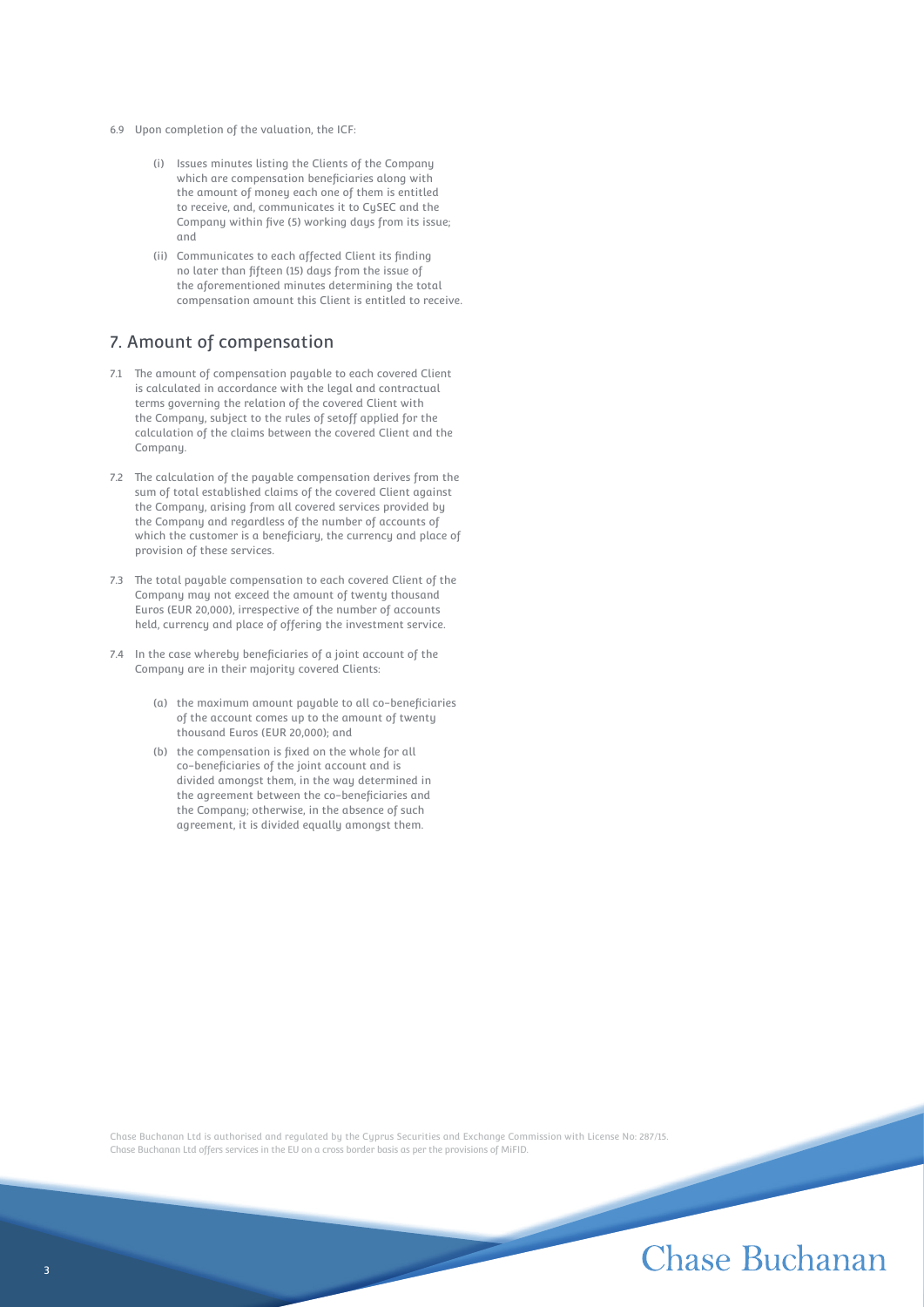6.9 Upon completion of the valuation, the ICF:

   (i) Issues minutes listing the Clients of the Company which are compensation beneficiaries along with the amount of money each one of them is entitled to receive, and, communicates it to CySEC and the Company within five (5) working days from its issue; and

   (ii) Communicates to each affected Client its finding no later than fifteen (15) days from the issue of the aforementioned minutes determining the total compensation amount this Client is entitled to receive.

## 7. Amount of compensation

7.1 The amount of compensation payable to each covered Client is calculated in accordance with the legal and contractual terms governing the relation of the covered Client with the Company, subject to the rules of setoff applied for the calculation of the claims between the covered Client and the Company.

7.2 The calculation of the payable compensation derives from the sum of total established claims of the covered Client against the Company, arising from all covered services provided by the Company and regardless of the number of accounts of which the customer is a beneficiary, the currency and place of provision of these services.

7.3 The total payable compensation to each covered Client of the Company may not exceed the amount of twenty thousand Euros (EUR 20,000), irrespective of the number of accounts held, currency and place of offering the investment service.

7.4 In the case whereby beneficiaries of a joint account of the Company are in their majority covered Clients:

   (a) the maximum amount payable to all co-beneficiaries of the account comes up to the amount of twenty thousand Euros (EUR 20,000); and

   (b) the compensation is fixed on the whole for all co-beneficiaries of the joint account and is divided amongst them, in the way determined in the agreement between the co-beneficiaries and the Company; otherwise, in the absence of such agreement, it is divided equally amongst them.

Chase Buchanan Ltd is authorised and regulated by the Cyprus Securities and Exchange Commission with License No: 287/15.
Chase Buchanan Ltd offers services in the EU on a cross border basis as per the provisions of MiFID.

Chase Buchanan